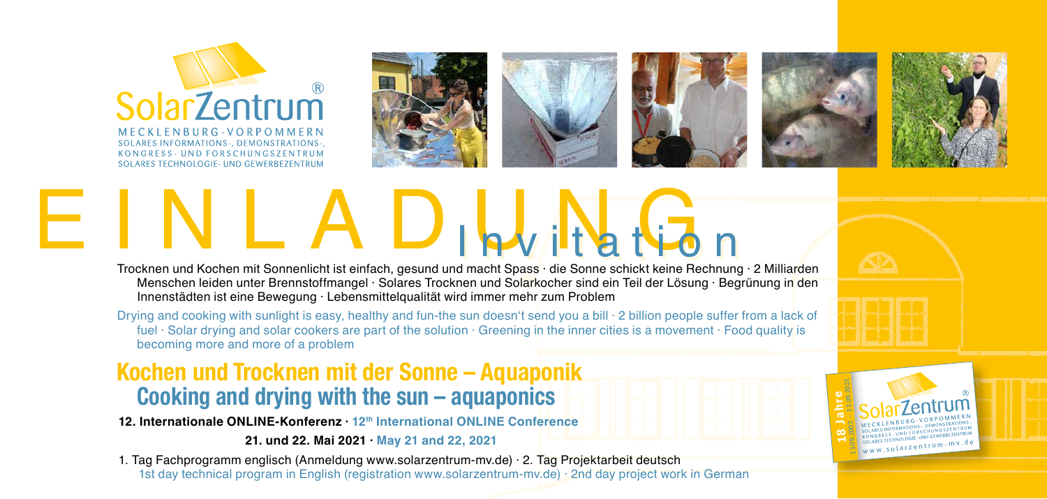SolarZentrum®

MECKLENBURG-VORPOMMERN
SOLARES INFORMATIONS-, DEMONSTRATIONS-,
KONGRESS- UND FORSCHUNGSZENTRUM
SOLARES TECHNOLOGIE- UND GEWERBEZENTRUM

# EINLADUNG Invitation

Trocknen und Kochen mit Sonnenlicht ist einfach, gesund und macht Spass · die Sonne schickt keine Rechnung · 2 Milliarden Menschen leiden unter Brennstoffmangel · Solares Trocknen und Solarkocher sind ein Teil der Lösung · Begrünung in den Innenstädten ist eine Bewegung · Lebensmittelqualität wird immer mehr zum Problem

Drying and cooking with sunlight is easy, healthy and fun-the sun doesn't send you a bill · 2 billion people suffer from a lack of fuel · Solar drying and solar cookers are part of the solution · Greening in the inner cities is a movement · Food quality is becoming more and more of a problem

## Kochen und Trocknen mit der Sonne – Aquaponik
## Cooking and drying with the sun – aquaponics

**12. Internationale ONLINE-Konferenz · 12th International ONLINE Conference**

**21. und 22. Mai 2021 · May 21 and 22, 2021**

1. Tag Fachprogramm englisch (Anmeldung www.solarzentrum-mv.de) · 2. Tag Projektarbeit deutsch
1st day technical program in English (registration www.solarzentrum-mv.de) · 2nd day project work in German

18 Jahre 13.09.2003 – 13.09.2021

SolarZentrum®
MECKLENBURG-VORPOMMERN
SOLARES INFORMATIONS-, DEMONSTRATIONS-,
KONGRESS- UND FORSCHUNGSZENTRUM
SOLARES TECHNOLOGIE- UND GEWERBEZENTRUM
www.solarzentrum-mv.de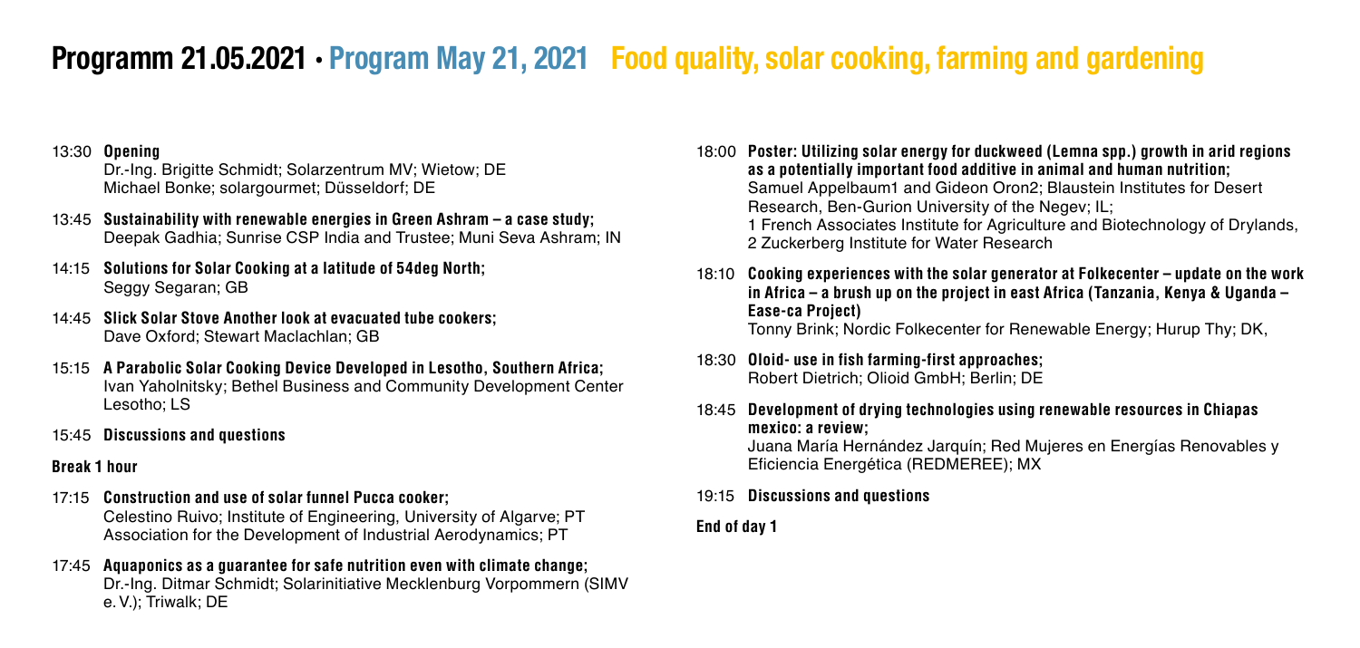# Programm 21.05.2021 • Program May 21, 2021 Food quality, solar cooking, farming and gardening

13:30 **Opening**
Dr.-Ing. Brigitte Schmidt; Solarzentrum MV; Wietow; DE
Michael Bonke; solargourmet; Düsseldorf; DE

13:45 **Sustainability with renewable energies in Green Ashram – a case study;**
Deepak Gadhia; Sunrise CSP India and Trustee; Muni Seva Ashram; IN

14:15 **Solutions for Solar Cooking at a latitude of 54deg North;**
Seggy Segaran; GB

14:45 **Slick Solar Stove Another look at evacuated tube cookers;**
Dave Oxford; Stewart Maclachlan; GB

15:15 **A Parabolic Solar Cooking Device Developed in Lesotho, Southern Africa;**
Ivan Yaholnitsky; Bethel Business and Community Development Center Lesotho; LS

15:45 **Discussions and questions**

**Break 1 hour**

17:15 **Construction and use of solar funnel Pucca cooker;**
Celestino Ruivo; Institute of Engineering, University of Algarve; PT
Association for the Development of Industrial Aerodynamics; PT

17:45 **Aquaponics as a guarantee for safe nutrition even with climate change;**
Dr.-Ing. Ditmar Schmidt; Solarinitiative Mecklenburg Vorpommern (SIMV e. V.); Triwalk; DE

18:00 **Poster: Utilizing solar energy for duckweed (Lemna spp.) growth in arid regions as a potentially important food additive in animal and human nutrition;**
Samuel Appelbaum1 and Gideon Oron2; Blaustein Institutes for Desert Research, Ben-Gurion University of the Negev; IL;
1 French Associates Institute for Agriculture and Biotechnology of Drylands,
2 Zuckerberg Institute for Water Research

18:10 **Cooking experiences with the solar generator at Folkecenter – update on the work in Africa – a brush up on the project in east Africa (Tanzania, Kenya & Uganda – Ease-ca Project)**
Tonny Brink; Nordic Folkecenter for Renewable Energy; Hurup Thy; DK,

18:30 **Oloid- use in fish farming-first approaches;**
Robert Dietrich; Olioid GmbH; Berlin; DE

18:45 **Development of drying technologies using renewable resources in Chiapas mexico: a review;**
Juana María Hernández Jarquín; Red Mujeres en Energías Renovables y Eficiencia Energética (REDMEREE); MX

19:15 **Discussions and questions**

**End of day 1**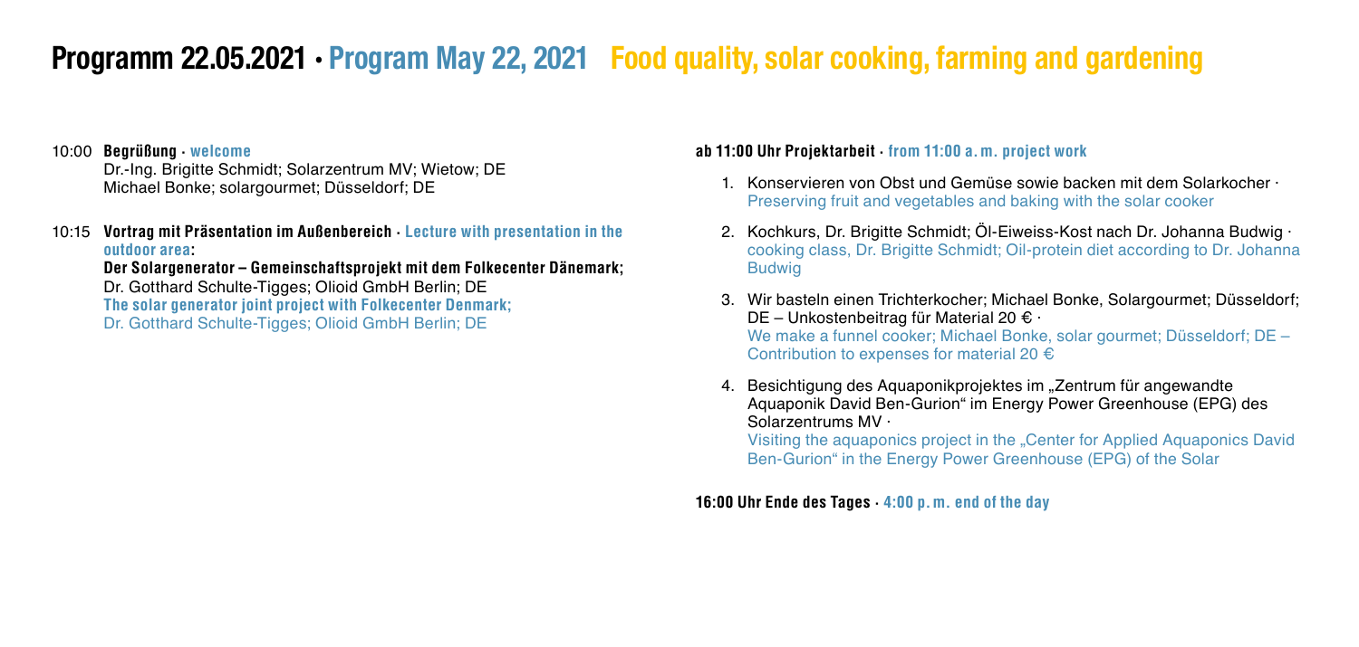# Programm 22.05.2021 · Program May 22, 2021 Food quality, solar cooking, farming and gardening

10:00 **Begrüßung · welcome**
Dr.-Ing. Brigitte Schmidt; Solarzentrum MV; Wietow; DE
Michael Bonke; solargourmet; Düsseldorf; DE

10:15 **Vortrag mit Präsentation im Außenbereich · Lecture with presentation in the outdoor area:**
**Der Solargenerator – Gemeinschaftsprojekt mit dem Folkecenter Dänemark;**
Dr. Gotthard Schulte-Tigges; Olioid GmbH Berlin; DE
**The solar generator joint project with Folkecenter Denmark;**
Dr. Gotthard Schulte-Tigges; Olioid GmbH Berlin; DE

**ab 11:00 Uhr Projektarbeit · from 11:00 a. m. project work**

1. Konservieren von Obst und Gemüse sowie backen mit dem Solarkocher · Preserving fruit and vegetables and baking with the solar cooker
2. Kochkurs, Dr. Brigitte Schmidt; Öl-Eiweiss-Kost nach Dr. Johanna Budwig · cooking class, Dr. Brigitte Schmidt; Oil-protein diet according to Dr. Johanna Budwig
3. Wir basteln einen Trichterkocher; Michael Bonke, Solargourmet; Düsseldorf; DE – Unkostenbeitrag für Material 20 € · We make a funnel cooker; Michael Bonke, solar gourmet; Düsseldorf; DE – Contribution to expenses for material 20 €
4. Besichtigung des Aquaponikprojektes im „Zentrum für angewandte Aquaponik David Ben-Gurion" im Energy Power Greenhouse (EPG) des Solarzentrums MV · Visiting the aquaponics project in the „Center for Applied Aquaponics David Ben-Gurion" in the Energy Power Greenhouse (EPG) of the Solar

**16:00 Uhr Ende des Tages · 4:00 p. m. end of the day**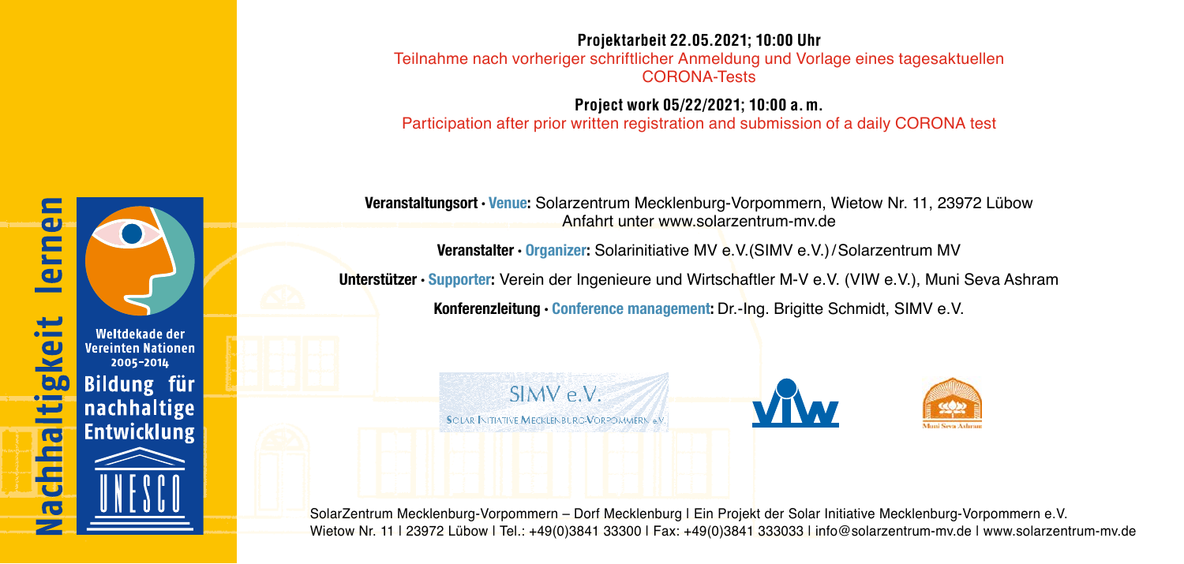**Projektarbeit 22.05.2021; 10:00 Uhr**

Teilnahme nach vorheriger schriftlicher Anmeldung und Vorlage eines tagesaktuellen CORONA-Tests

**Project work 05/22/2021; 10:00 a. m.**

Participation after prior written registration and submission of a daily CORONA test

**Veranstaltungsort · Venue:** Solarzentrum Mecklenburg-Vorpommern, Wietow Nr. 11, 23972 Lübow
Anfahrt unter www.solarzentrum-mv.de

**Veranstalter · Organizer:** Solarinitiative MV e.V.(SIMV e.V.)/Solarzentrum MV

**Unterstützer · Supporter:** Verein der Ingenieure und Wirtschaftler M-V e.V. (VIW e.V.), Muni Seva Ashram

**Konferenzleitung · Conference management:** Dr.-Ing. Brigitte Schmidt, SIMV e.V.

SIMV e.V.
Solar Initiative Mecklenburg-Vorpommern e.V.

VIW

Muni Seva Ashram

Nachhaltigkeit lernen

Weltdekade der Vereinten Nationen 2005–2014
Bildung für nachhaltige Entwicklung
UNESCO

SolarZentrum Mecklenburg-Vorpommern – Dorf Mecklenburg | Ein Projekt der Solar Initiative Mecklenburg-Vorpommern e.V.
Wietow Nr. 11 | 23972 Lübow | Tel.: +49(0)3841 33300 | Fax: +49(0)3841 333033 | info@solarzentrum-mv.de | www.solarzentrum-mv.de